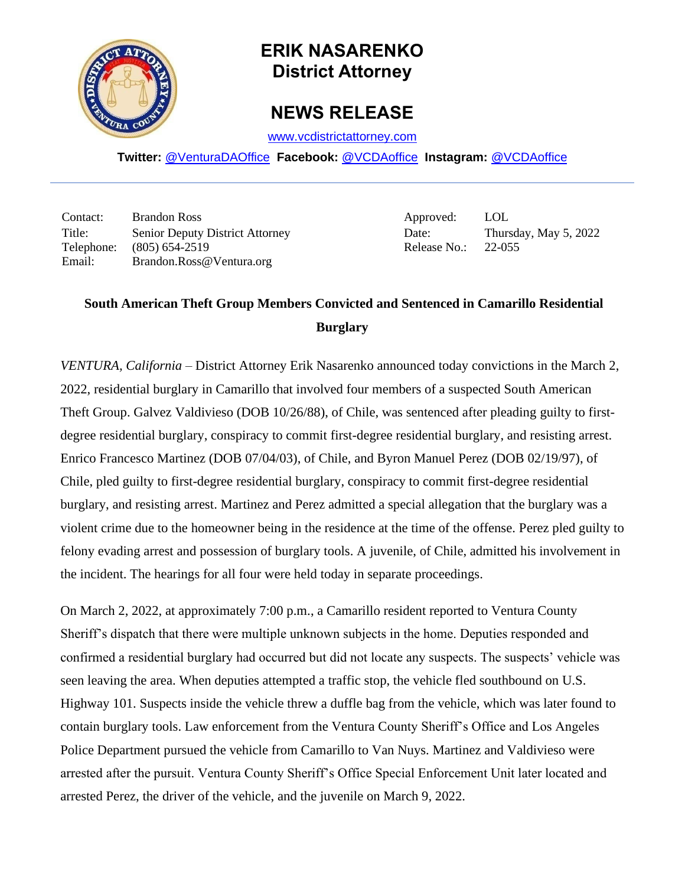# ERIK NASARENKO
## District Attorney

## NEWS RELEASE

www.vcdistrictattorney.com

**Twitter:** @VenturaDAOffice **Facebook:** @VCDAoffice **Instagram:** @VCDAoffice

---

| | | | |
|---|---|---|---|
| Contact: | Brandon Ross | Approved: | LOL |
| Title: | Senior Deputy District Attorney | Date: | Thursday, May 5, 2022 |
| Telephone: | (805) 654-2519 | Release No.: | 22-055 |
| Email: | Brandon.Ross@Ventura.org | | |

**South American Theft Group Members Convicted and Sentenced in Camarillo Residential Burglary**

*VENTURA, California* – District Attorney Erik Nasarenko announced today convictions in the March 2, 2022, residential burglary in Camarillo that involved four members of a suspected South American Theft Group. Galvez Valdivieso (DOB 10/26/88), of Chile, was sentenced after pleading guilty to first-degree residential burglary, conspiracy to commit first-degree residential burglary, and resisting arrest. Enrico Francesco Martinez (DOB 07/04/03), of Chile, and Byron Manuel Perez (DOB 02/19/97), of Chile, pled guilty to first-degree residential burglary, conspiracy to commit first-degree residential burglary, and resisting arrest. Martinez and Perez admitted a special allegation that the burglary was a violent crime due to the homeowner being in the residence at the time of the offense. Perez pled guilty to felony evading arrest and possession of burglary tools. A juvenile, of Chile, admitted his involvement in the incident. The hearings for all four were held today in separate proceedings.

On March 2, 2022, at approximately 7:00 p.m., a Camarillo resident reported to Ventura County Sheriff's dispatch that there were multiple unknown subjects in the home. Deputies responded and confirmed a residential burglary had occurred but did not locate any suspects. The suspects' vehicle was seen leaving the area. When deputies attempted a traffic stop, the vehicle fled southbound on U.S. Highway 101. Suspects inside the vehicle threw a duffle bag from the vehicle, which was later found to contain burglary tools. Law enforcement from the Ventura County Sheriff's Office and Los Angeles Police Department pursued the vehicle from Camarillo to Van Nuys. Martinez and Valdivieso were arrested after the pursuit. Ventura County Sheriff's Office Special Enforcement Unit later located and arrested Perez, the driver of the vehicle, and the juvenile on March 9, 2022.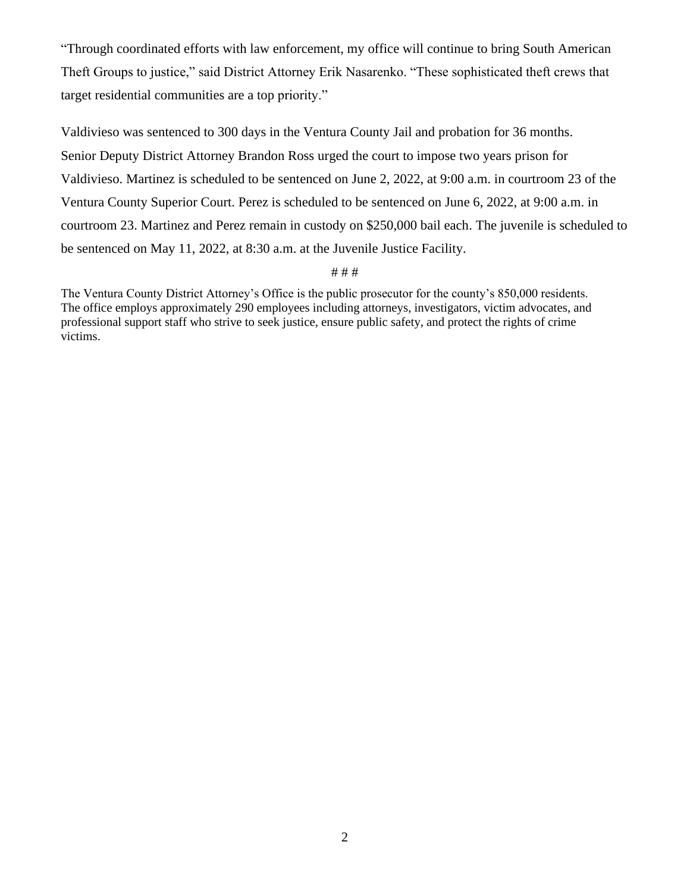"Through coordinated efforts with law enforcement, my office will continue to bring South American Theft Groups to justice," said District Attorney Erik Nasarenko. "These sophisticated theft crews that target residential communities are a top priority."

Valdivieso was sentenced to 300 days in the Ventura County Jail and probation for 36 months. Senior Deputy District Attorney Brandon Ross urged the court to impose two years prison for Valdivieso. Martinez is scheduled to be sentenced on June 2, 2022, at 9:00 a.m. in courtroom 23 of the Ventura County Superior Court. Perez is scheduled to be sentenced on June 6, 2022, at 9:00 a.m. in courtroom 23. Martinez and Perez remain in custody on $250,000 bail each. The juvenile is scheduled to be sentenced on May 11, 2022, at 8:30 a.m. at the Juvenile Justice Facility.

# # #

The Ventura County District Attorney's Office is the public prosecutor for the county's 850,000 residents. The office employs approximately 290 employees including attorneys, investigators, victim advocates, and professional support staff who strive to seek justice, ensure public safety, and protect the rights of crime victims.